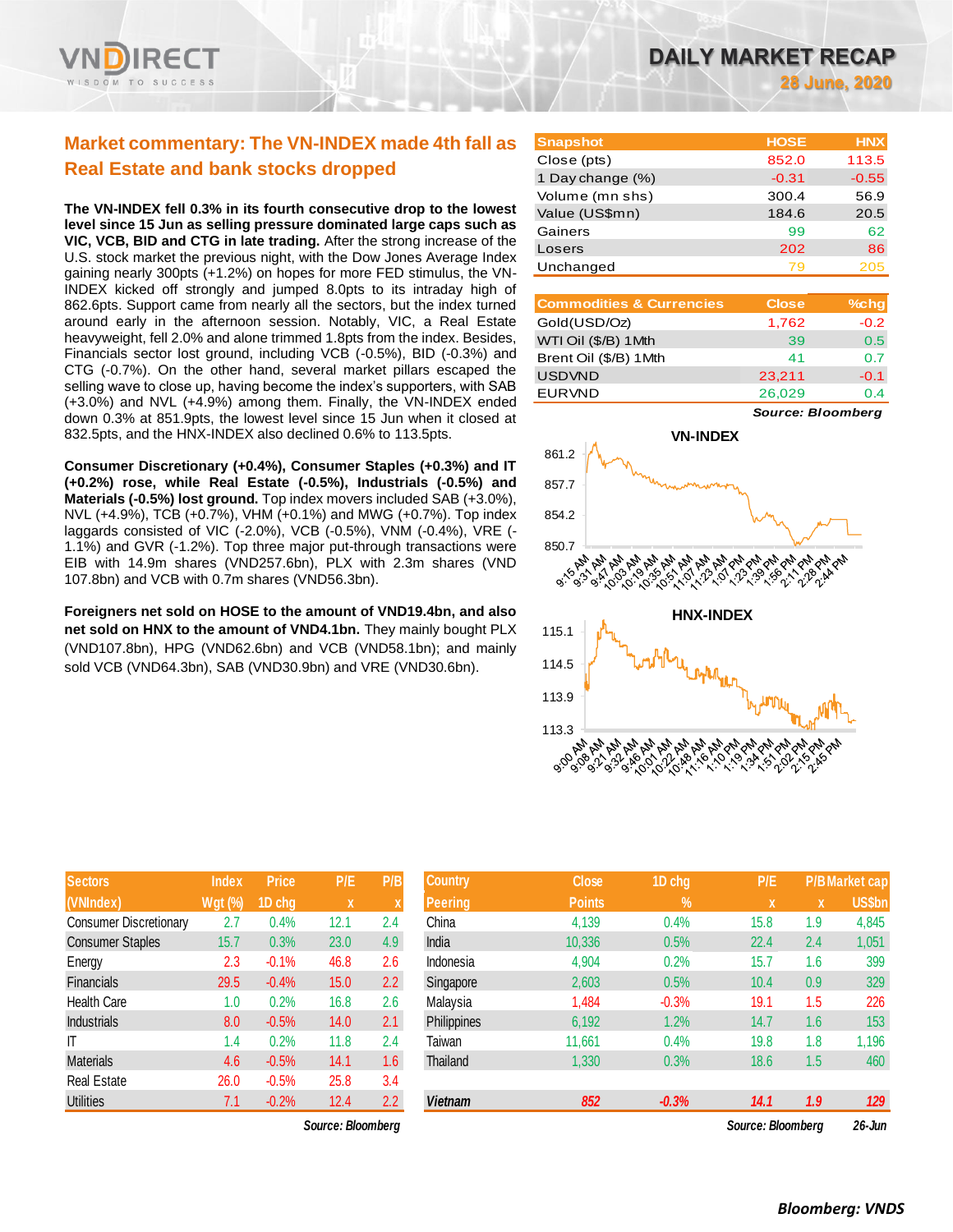# DAILY MARKET RECAP

28 June, 2020

## Market commentary: The VN-INDEX made 4th fall as Real Estate and bank stocks dropped

**The VN-INDEX fell 0.3% in its fourth consecutive drop to the lowest level since 15 Jun as selling pressure dominated large caps such as VIC, VCB, BID and CTG in late trading.** After the strong increase of the U.S. stock market the previous night, with the Dow Jones Average Index gaining nearly 300pts (+1.2%) on hopes for more FED stimulus, the VN-INDEX kicked off strongly and jumped 8.0pts to its intraday high of 862.6pts. Support came from nearly all the sectors, but the index turned around early in the afternoon session. Notably, VIC, a Real Estate heavyweight, fell 2.0% and alone trimmed 1.8pts from the index. Besides, Financials sector lost ground, including VCB (-0.5%), BID (-0.3%) and CTG (-0.7%). On the other hand, several market pillars escaped the selling wave to close up, having become the index's supporters, with SAB (+3.0%) and NVL (+4.9%) among them. Finally, the VN-INDEX ended down 0.3% at 851.9pts, the lowest level since 15 Jun when it closed at 832.5pts, and the HNX-INDEX also declined 0.6% to 113.5pts.

**Consumer Discretionary (+0.4%), Consumer Staples (+0.3%) and IT (+0.2%) rose, while Real Estate (-0.5%), Industrials (-0.5%) and Materials (-0.5%) lost ground.** Top index movers included SAB (+3.0%), NVL (+4.9%), TCB (+0.7%), VHM (+0.1%) and MWG (+0.7%). Top index laggards consisted of VIC (-2.0%), VCB (-0.5%), VNM (-0.4%), VRE (-1.1%) and GVR (-1.2%). Top three major put-through transactions were EIB with 14.9m shares (VND257.6bn), PLX with 2.3m shares (VND 107.8bn) and VCB with 0.7m shares (VND56.3bn).

**Foreigners net sold on HOSE to the amount of VND19.4bn, and also net sold on HNX to the amount of VND4.1bn.** They mainly bought PLX (VND107.8bn), HPG (VND62.6bn) and VCB (VND58.1bn); and mainly sold VCB (VND64.3bn), SAB (VND30.9bn) and VRE (VND30.6bn).

| Snapshot | HOSE | HNX |
|---|---|---|
| Close (pts) | 852.0 | 113.5 |
| 1 Day change (%) | -0.31 | -0.55 |
| Volume (mn shs) | 300.4 | 56.9 |
| Value (US$mn) | 184.6 | 20.5 |
| Gainers | 99 | 62 |
| Losers | 202 | 86 |
| Unchanged | 79 | 205 |

| Commodities & Currencies | Close | %chg |
|---|---|---|
| Gold(USD/Oz) | 1,762 | -0.2 |
| WTI Oil ($/B) 1Mth | 39 | 0.5 |
| Brent Oil ($/B) 1Mth | 41 | 0.7 |
| USDVND | 23,211 | -0.1 |
| EURVND | 26,029 | 0.4 |

*Source: Bloomberg*

| Sectors (VNIndex) | Index Wgt (%) | Price 1D chg | P/E x | P/B x |
|---|---|---|---|---|
| Consumer Discretionary | 2.7 | 0.4% | 12.1 | 2.4 |
| Consumer Staples | 15.7 | 0.3% | 23.0 | 4.9 |
| Energy | 2.3 | -0.1% | 46.8 | 2.6 |
| Financials | 29.5 | -0.4% | 15.0 | 2.2 |
| Health Care | 1.0 | 0.2% | 16.8 | 2.6 |
| Industrials | 8.0 | -0.5% | 14.0 | 2.1 |
| IT | 1.4 | 0.2% | 11.8 | 2.4 |
| Materials | 4.6 | -0.5% | 14.1 | 1.6 |
| Real Estate | 26.0 | -0.5% | 25.8 | 3.4 |
| Utilities | 7.1 | -0.2% | 12.4 | 2.2 |

*Source: Bloomberg*

| Country Peering | Close Points | 1D chg % | P/E x | P/B x | Market cap US$bn |
|---|---|---|---|---|---|
| China | 4,139 | 0.4% | 15.8 | 1.9 | 4,845 |
| India | 10,336 | 0.5% | 22.4 | 2.4 | 1,051 |
| Indonesia | 4,904 | 0.2% | 15.7 | 1.6 | 399 |
| Singapore | 2,603 | 0.5% | 10.4 | 0.9 | 329 |
| Malaysia | 1,484 | -0.3% | 19.1 | 1.5 | 226 |
| Philippines | 6,192 | 1.2% | 14.7 | 1.6 | 153 |
| Taiwan | 11,661 | 0.4% | 19.8 | 1.8 | 1,196 |
| Thailand | 1,330 | 0.3% | 18.6 | 1.5 | 460 |
| ***Vietnam*** | ***852*** | ***-0.3%*** | ***14.1*** | ***1.9*** | ***129*** |

*Source: Bloomberg* 26-Jun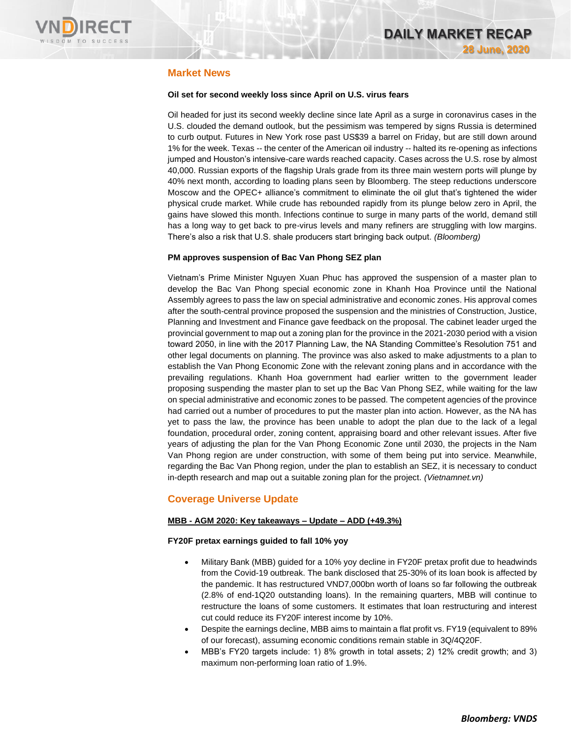## Market News

**Oil set for second weekly loss since April on U.S. virus fears**

Oil headed for just its second weekly decline since late April as a surge in coronavirus cases in the U.S. clouded the demand outlook, but the pessimism was tempered by signs Russia is determined to curb output. Futures in New York rose past US$39 a barrel on Friday, but are still down around 1% for the week. Texas -- the center of the American oil industry -- halted its re-opening as infections jumped and Houston's intensive-care wards reached capacity. Cases across the U.S. rose by almost 40,000. Russian exports of the flagship Urals grade from its three main western ports will plunge by 40% next month, according to loading plans seen by Bloomberg. The steep reductions underscore Moscow and the OPEC+ alliance's commitment to eliminate the oil glut that's tightened the wider physical crude market. While crude has rebounded rapidly from its plunge below zero in April, the gains have slowed this month. Infections continue to surge in many parts of the world, demand still has a long way to get back to pre-virus levels and many refiners are struggling with low margins. There's also a risk that U.S. shale producers start bringing back output. *(Bloomberg)*

**PM approves suspension of Bac Van Phong SEZ plan**

Vietnam's Prime Minister Nguyen Xuan Phuc has approved the suspension of a master plan to develop the Bac Van Phong special economic zone in Khanh Hoa Province until the National Assembly agrees to pass the law on special administrative and economic zones. His approval comes after the south-central province proposed the suspension and the ministries of Construction, Justice, Planning and Investment and Finance gave feedback on the proposal. The cabinet leader urged the provincial government to map out a zoning plan for the province in the 2021-2030 period with a vision toward 2050, in line with the 2017 Planning Law, the NA Standing Committee's Resolution 751 and other legal documents on planning. The province was also asked to make adjustments to a plan to establish the Van Phong Economic Zone with the relevant zoning plans and in accordance with the prevailing regulations. Khanh Hoa government had earlier written to the government leader proposing suspending the master plan to set up the Bac Van Phong SEZ, while waiting for the law on special administrative and economic zones to be passed. The competent agencies of the province had carried out a number of procedures to put the master plan into action. However, as the NA has yet to pass the law, the province has been unable to adopt the plan due to the lack of a legal foundation, procedural order, zoning content, appraising board and other relevant issues. After five years of adjusting the plan for the Van Phong Economic Zone until 2030, the projects in the Nam Van Phong region are under construction, with some of them being put into service. Meanwhile, regarding the Bac Van Phong region, under the plan to establish an SEZ, it is necessary to conduct in-depth research and map out a suitable zoning plan for the project. *(Vietnamnet.vn)*

## Coverage Universe Update

**MBB - AGM 2020: Key takeaways – Update – ADD (+49.3%)**

**FY20F pretax earnings guided to fall 10% yoy**

- Military Bank (MBB) guided for a 10% yoy decline in FY20F pretax profit due to headwinds from the Covid-19 outbreak. The bank disclosed that 25-30% of its loan book is affected by the pandemic. It has restructured VND7,000bn worth of loans so far following the outbreak (2.8% of end-1Q20 outstanding loans). In the remaining quarters, MBB will continue to restructure the loans of some customers. It estimates that loan restructuring and interest cut could reduce its FY20F interest income by 10%.
- Despite the earnings decline, MBB aims to maintain a flat profit vs. FY19 (equivalent to 89% of our forecast), assuming economic conditions remain stable in 3Q/4Q20F.
- MBB's FY20 targets include: 1) 8% growth in total assets; 2) 12% credit growth; and 3) maximum non-performing loan ratio of 1.9%.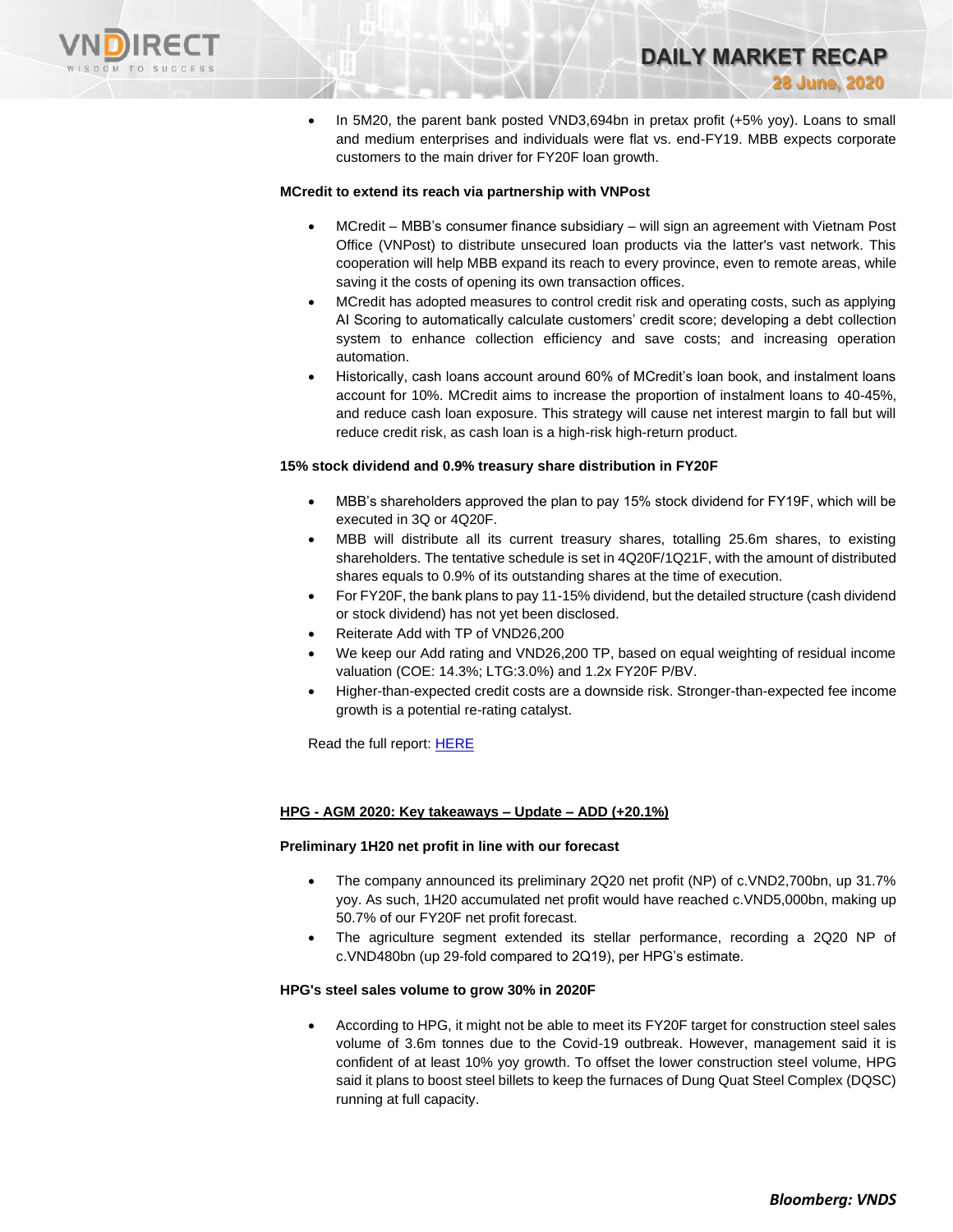- In 5M20, the parent bank posted VND3,694bn in pretax profit (+5% yoy). Loans to small and medium enterprises and individuals were flat vs. end-FY19. MBB expects corporate customers to the main driver for FY20F loan growth.

**MCredit to extend its reach via partnership with VNPost**

- MCredit – MBB's consumer finance subsidiary – will sign an agreement with Vietnam Post Office (VNPost) to distribute unsecured loan products via the latter's vast network. This cooperation will help MBB expand its reach to every province, even to remote areas, while saving it the costs of opening its own transaction offices.
- MCredit has adopted measures to control credit risk and operating costs, such as applying AI Scoring to automatically calculate customers' credit score; developing a debt collection system to enhance collection efficiency and save costs; and increasing operation automation.
- Historically, cash loans account around 60% of MCredit's loan book, and instalment loans account for 10%. MCredit aims to increase the proportion of instalment loans to 40-45%, and reduce cash loan exposure. This strategy will cause net interest margin to fall but will reduce credit risk, as cash loan is a high-risk high-return product.

**15% stock dividend and 0.9% treasury share distribution in FY20F**

- MBB's shareholders approved the plan to pay 15% stock dividend for FY19F, which will be executed in 3Q or 4Q20F.
- MBB will distribute all its current treasury shares, totalling 25.6m shares, to existing shareholders. The tentative schedule is set in 4Q20F/1Q21F, with the amount of distributed shares equals to 0.9% of its outstanding shares at the time of execution.
- For FY20F, the bank plans to pay 11-15% dividend, but the detailed structure (cash dividend or stock dividend) has not yet been disclosed.
- Reiterate Add with TP of VND26,200
- We keep our Add rating and VND26,200 TP, based on equal weighting of residual income valuation (COE: 14.3%; LTG:3.0%) and 1.2x FY20F P/BV.
- Higher-than-expected credit costs are a downside risk. Stronger-than-expected fee income growth is a potential re-rating catalyst.

Read the full report: HERE

**HPG - AGM 2020: Key takeaways – Update – ADD (+20.1%)**

**Preliminary 1H20 net profit in line with our forecast**

- The company announced its preliminary 2Q20 net profit (NP) of c.VND2,700bn, up 31.7% yoy. As such, 1H20 accumulated net profit would have reached c.VND5,000bn, making up 50.7% of our FY20F net profit forecast.
- The agriculture segment extended its stellar performance, recording a 2Q20 NP of c.VND480bn (up 29-fold compared to 2Q19), per HPG's estimate.

**HPG's steel sales volume to grow 30% in 2020F**

- According to HPG, it might not be able to meet its FY20F target for construction steel sales volume of 3.6m tonnes due to the Covid-19 outbreak. However, management said it is confident of at least 10% yoy growth. To offset the lower construction steel volume, HPG said it plans to boost steel billets to keep the furnaces of Dung Quat Steel Complex (DQSC) running at full capacity.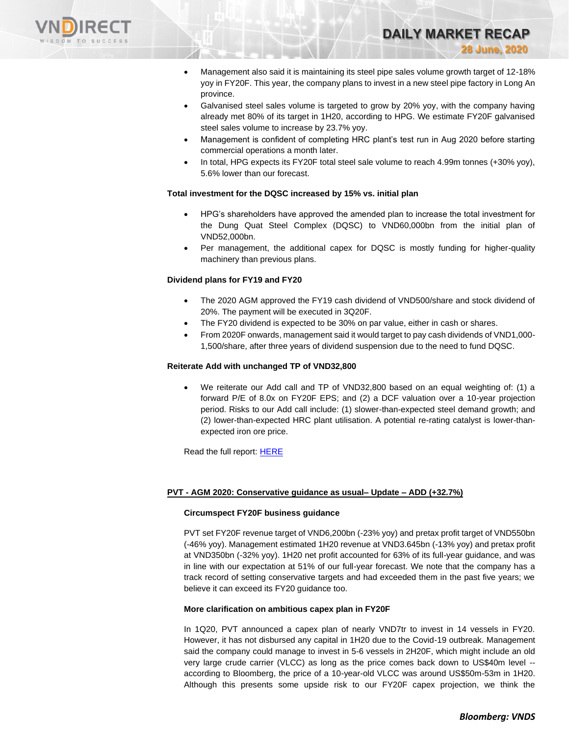- Management also said it is maintaining its steel pipe sales volume growth target of 12-18% yoy in FY20F. This year, the company plans to invest in a new steel pipe factory in Long An province.
- Galvanised steel sales volume is targeted to grow by 20% yoy, with the company having already met 80% of its target in 1H20, according to HPG. We estimate FY20F galvanised steel sales volume to increase by 23.7% yoy.
- Management is confident of completing HRC plant's test run in Aug 2020 before starting commercial operations a month later.
- In total, HPG expects its FY20F total steel sale volume to reach 4.99m tonnes (+30% yoy), 5.6% lower than our forecast.

**Total investment for the DQSC increased by 15% vs. initial plan**

- HPG's shareholders have approved the amended plan to increase the total investment for the Dung Quat Steel Complex (DQSC) to VND60,000bn from the initial plan of VND52,000bn.
- Per management, the additional capex for DQSC is mostly funding for higher-quality machinery than previous plans.

**Dividend plans for FY19 and FY20**

- The 2020 AGM approved the FY19 cash dividend of VND500/share and stock dividend of 20%. The payment will be executed in 3Q20F.
- The FY20 dividend is expected to be 30% on par value, either in cash or shares.
- From 2020F onwards, management said it would target to pay cash dividends of VND1,000-1,500/share, after three years of dividend suspension due to the need to fund DQSC.

**Reiterate Add with unchanged TP of VND32,800**

- We reiterate our Add call and TP of VND32,800 based on an equal weighting of: (1) a forward P/E of 8.0x on FY20F EPS; and (2) a DCF valuation over a 10-year projection period. Risks to our Add call include: (1) slower-than-expected steel demand growth; and (2) lower-than-expected HRC plant utilisation. A potential re-rating catalyst is lower-than-expected iron ore price.

Read the full report: [HERE]

**PVT - AGM 2020: Conservative guidance as usual– Update – ADD (+32.7%)**

**Circumspect FY20F business guidance**

PVT set FY20F revenue target of VND6,200bn (-23% yoy) and pretax profit target of VND550bn (-46% yoy). Management estimated 1H20 revenue at VND3.645bn (-13% yoy) and pretax profit at VND350bn (-32% yoy). 1H20 net profit accounted for 63% of its full-year guidance, and was in line with our expectation at 51% of our full-year forecast. We note that the company has a track record of setting conservative targets and had exceeded them in the past five years; we believe it can exceed its FY20 guidance too.

**More clarification on ambitious capex plan in FY20F**

In 1Q20, PVT announced a capex plan of nearly VND7tr to invest in 14 vessels in FY20. However, it has not disbursed any capital in 1H20 due to the Covid-19 outbreak. Management said the company could manage to invest in 5-6 vessels in 2H20F, which might include an old very large crude carrier (VLCC) as long as the price comes back down to US$40m level -- according to Bloomberg, the price of a 10-year-old VLCC was around US$50m-53m in 1H20. Although this presents some upside risk to our FY20F capex projection, we think the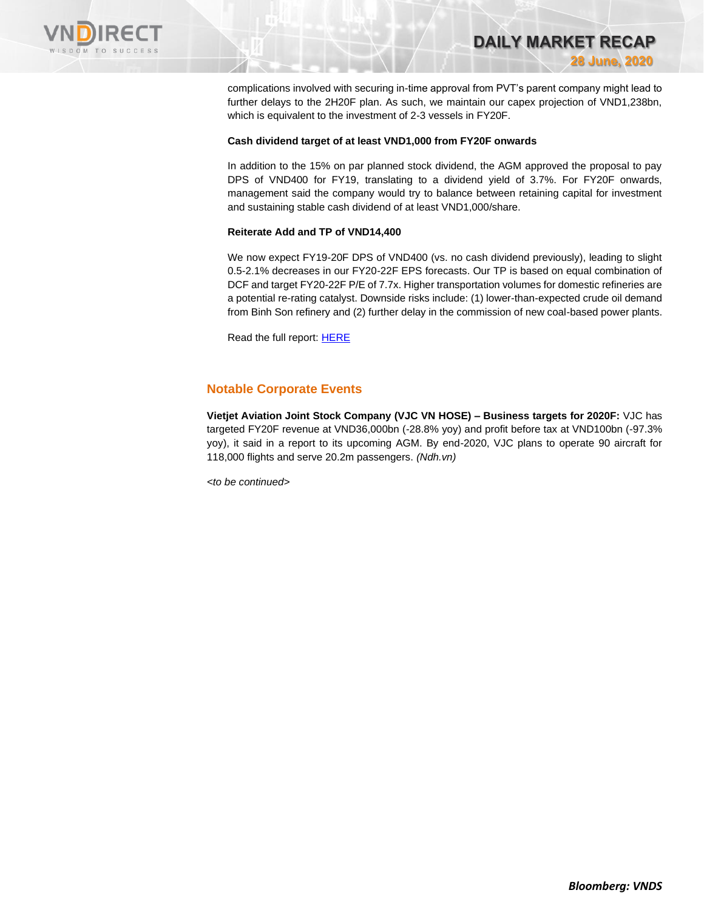complications involved with securing in-time approval from PVT's parent company might lead to further delays to the 2H20F plan. As such, we maintain our capex projection of VND1,238bn, which is equivalent to the investment of 2-3 vessels in FY20F.

**Cash dividend target of at least VND1,000 from FY20F onwards**

In addition to the 15% on par planned stock dividend, the AGM approved the proposal to pay DPS of VND400 for FY19, translating to a dividend yield of 3.7%. For FY20F onwards, management said the company would try to balance between retaining capital for investment and sustaining stable cash dividend of at least VND1,000/share.

**Reiterate Add and TP of VND14,400**

We now expect FY19-20F DPS of VND400 (vs. no cash dividend previously), leading to slight 0.5-2.1% decreases in our FY20-22F EPS forecasts. Our TP is based on equal combination of DCF and target FY20-22F P/E of 7.7x. Higher transportation volumes for domestic refineries are a potential re-rating catalyst. Downside risks include: (1) lower-than-expected crude oil demand from Binh Son refinery and (2) further delay in the commission of new coal-based power plants.

Read the full report: HERE

## Notable Corporate Events

**Vietjet Aviation Joint Stock Company (VJC VN HOSE) – Business targets for 2020F:** VJC has targeted FY20F revenue at VND36,000bn (-28.8% yoy) and profit before tax at VND100bn (-97.3% yoy), it said in a report to its upcoming AGM. By end-2020, VJC plans to operate 90 aircraft for 118,000 flights and serve 20.2m passengers. *(Ndh.vn)*

*<to be continued>*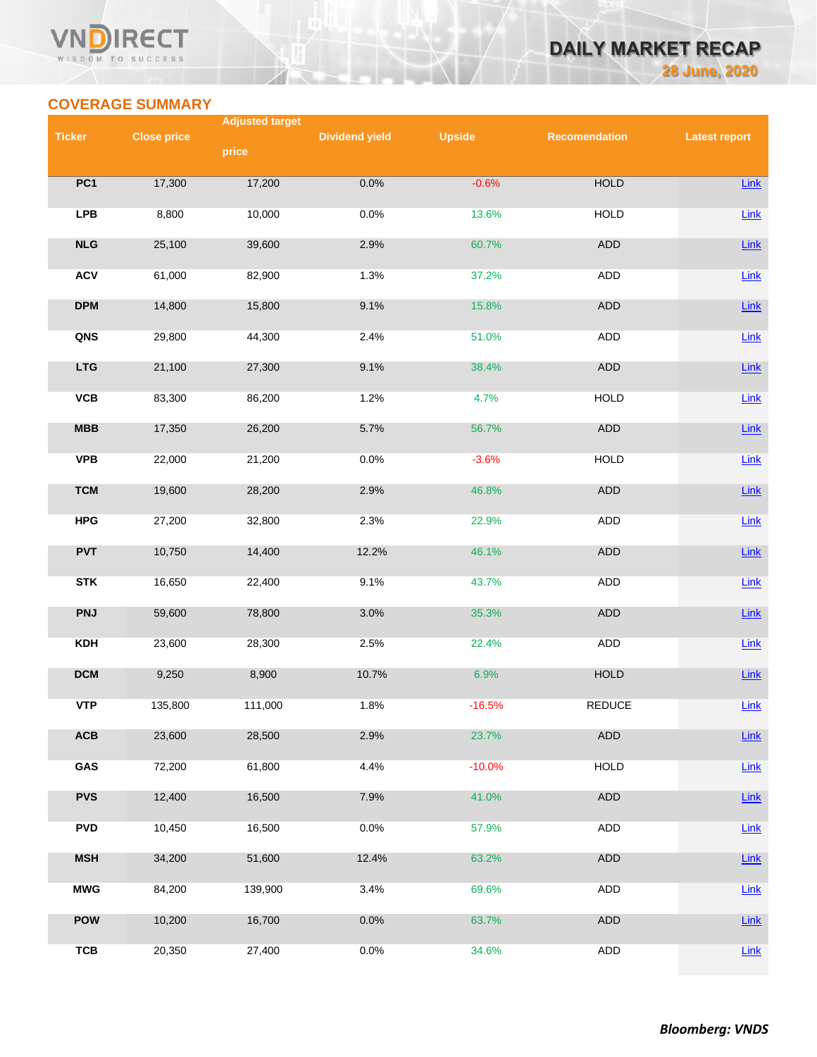## COVERAGE SUMMARY

| Ticker | Close price | Adjusted target price | Dividend yield | Upside | Recomendation | Latest report |
|---|---|---|---|---|---|---|
| PC1 | 17,300 | 17,200 | 0.0% | -0.6% | HOLD | Link |
| LPB | 8,800 | 10,000 | 0.0% | 13.6% | HOLD | Link |
| NLG | 25,100 | 39,600 | 2.9% | 60.7% | ADD | Link |
| ACV | 61,000 | 82,900 | 1.3% | 37.2% | ADD | Link |
| DPM | 14,800 | 15,800 | 9.1% | 15.8% | ADD | Link |
| QNS | 29,800 | 44,300 | 2.4% | 51.0% | ADD | Link |
| LTG | 21,100 | 27,300 | 9.1% | 38.4% | ADD | Link |
| VCB | 83,300 | 86,200 | 1.2% | 4.7% | HOLD | Link |
| MBB | 17,350 | 26,200 | 5.7% | 56.7% | ADD | Link |
| VPB | 22,000 | 21,200 | 0.0% | -3.6% | HOLD | Link |
| TCM | 19,600 | 28,200 | 2.9% | 46.8% | ADD | Link |
| HPG | 27,200 | 32,800 | 2.3% | 22.9% | ADD | Link |
| PVT | 10,750 | 14,400 | 12.2% | 46.1% | ADD | Link |
| STK | 16,650 | 22,400 | 9.1% | 43.7% | ADD | Link |
| PNJ | 59,600 | 78,800 | 3.0% | 35.3% | ADD | Link |
| KDH | 23,600 | 28,300 | 2.5% | 22.4% | ADD | Link |
| DCM | 9,250 | 8,900 | 10.7% | 6.9% | HOLD | Link |
| VTP | 135,800 | 111,000 | 1.8% | -16.5% | REDUCE | Link |
| ACB | 23,600 | 28,500 | 2.9% | 23.7% | ADD | Link |
| GAS | 72,200 | 61,800 | 4.4% | -10.0% | HOLD | Link |
| PVS | 12,400 | 16,500 | 7.9% | 41.0% | ADD | Link |
| PVD | 10,450 | 16,500 | 0.0% | 57.9% | ADD | Link |
| MSH | 34,200 | 51,600 | 12.4% | 63.2% | ADD | Link |
| MWG | 84,200 | 139,900 | 3.4% | 69.6% | ADD | Link |
| POW | 10,200 | 16,700 | 0.0% | 63.7% | ADD | Link |
| TCB | 20,350 | 27,400 | 0.0% | 34.6% | ADD | Link |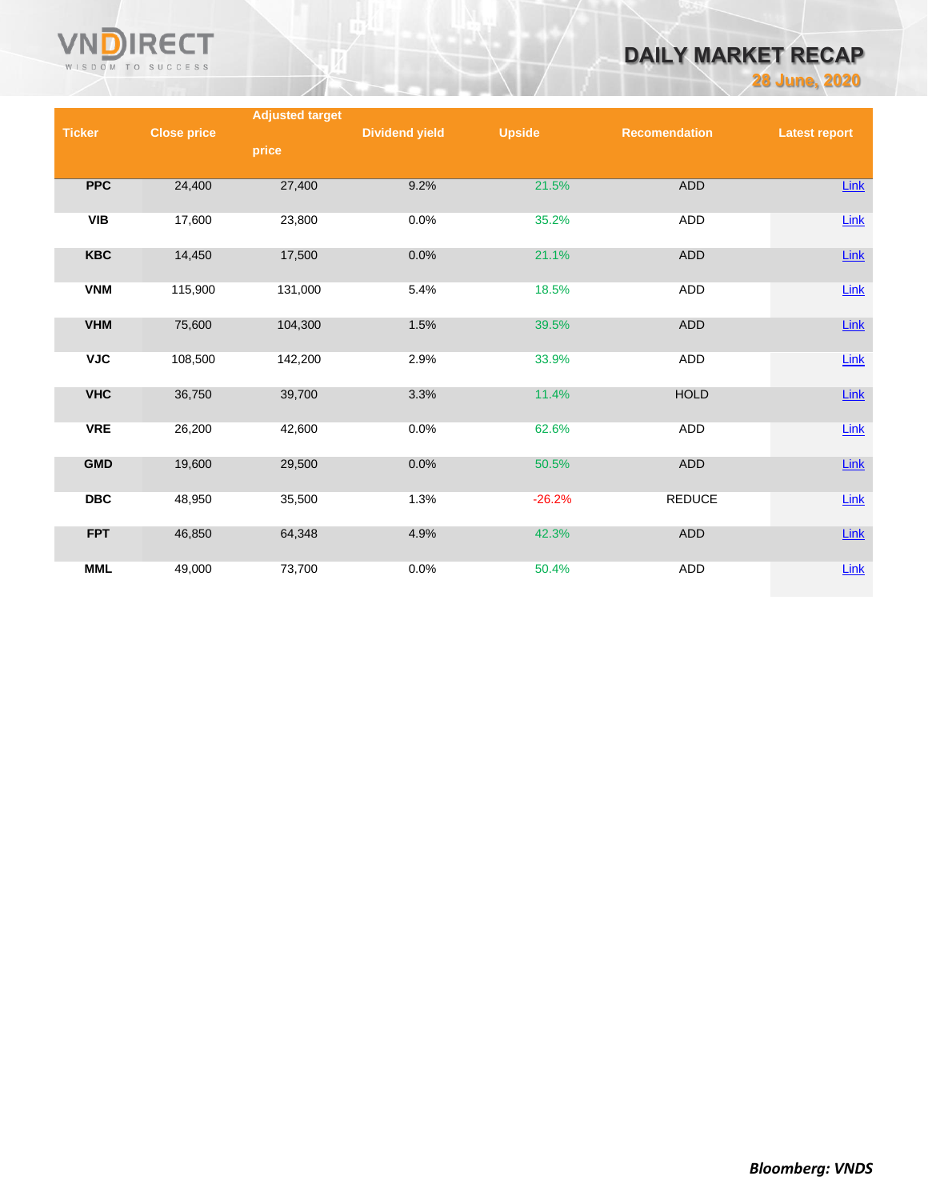| Ticker | Close price | Adjusted target price | Dividend yield | Upside | Recomendation | Latest report |
|---|---|---|---|---|---|---|
| PPC | 24,400 | 27,400 | 9.2% | 21.5% | ADD | Link |
| VIB | 17,600 | 23,800 | 0.0% | 35.2% | ADD | Link |
| KBC | 14,450 | 17,500 | 0.0% | 21.1% | ADD | Link |
| VNM | 115,900 | 131,000 | 5.4% | 18.5% | ADD | Link |
| VHM | 75,600 | 104,300 | 1.5% | 39.5% | ADD | Link |
| VJC | 108,500 | 142,200 | 2.9% | 33.9% | ADD | Link |
| VHC | 36,750 | 39,700 | 3.3% | 11.4% | HOLD | Link |
| VRE | 26,200 | 42,600 | 0.0% | 62.6% | ADD | Link |
| GMD | 19,600 | 29,500 | 0.0% | 50.5% | ADD | Link |
| DBC | 48,950 | 35,500 | 1.3% | -26.2% | REDUCE | Link |
| FPT | 46,850 | 64,348 | 4.9% | 42.3% | ADD | Link |
| MML | 49,000 | 73,700 | 0.0% | 50.4% | ADD | Link |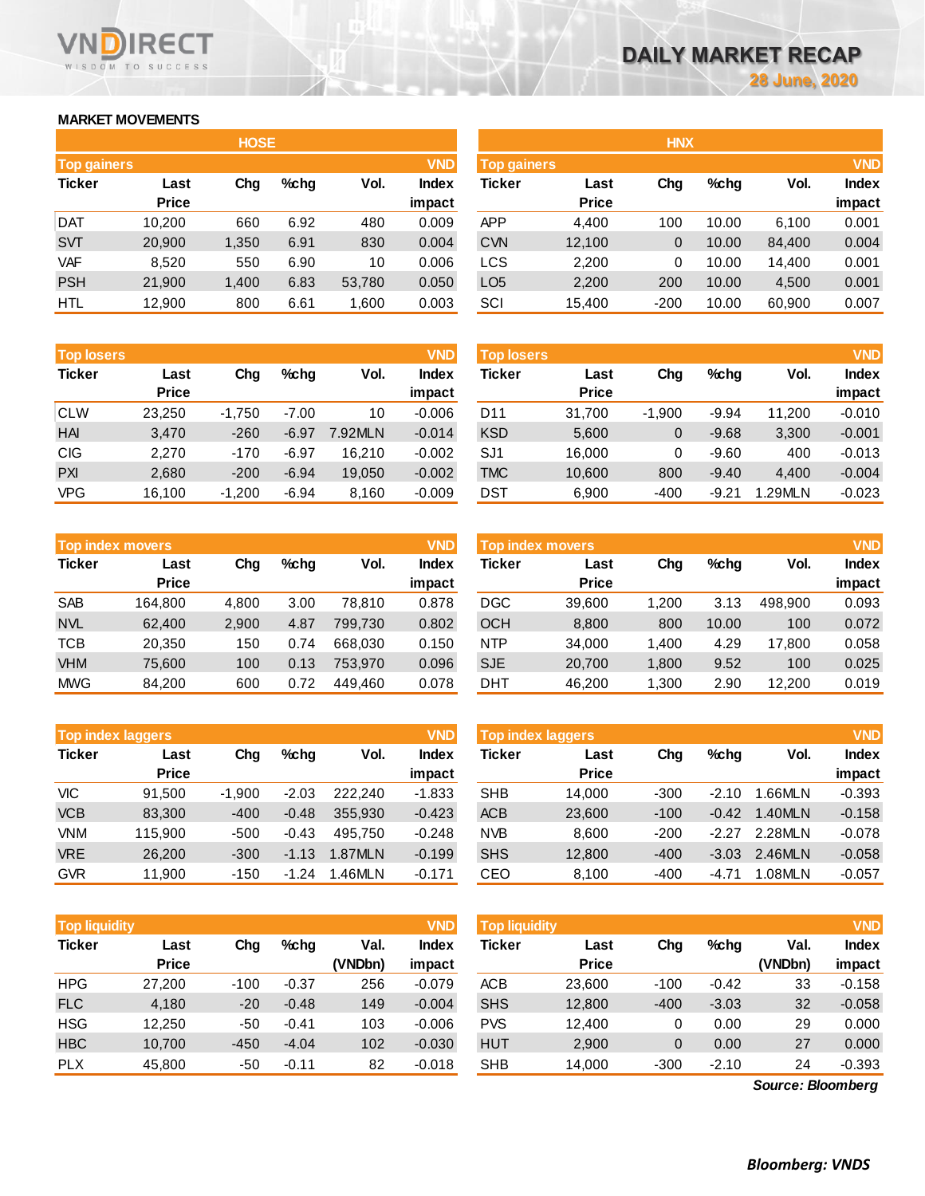# DAILY MARKET RECAP

28 June, 2020

## MARKET MOVEMENTS

### HOSE

| Top gainers | | | | | VND |
|---|---|---|---|---|---|
| Ticker | Last Price | Chg | %chg | Vol. | Index impact |
| DAT | 10,200 | 660 | 6.92 | 480 | 0.009 |
| SVT | 20,900 | 1,350 | 6.91 | 830 | 0.004 |
| VAF | 8,520 | 550 | 6.90 | 10 | 0.006 |
| PSH | 21,900 | 1,400 | 6.83 | 53,780 | 0.050 |
| HTL | 12,900 | 800 | 6.61 | 1,600 | 0.003 |

| Top losers | | | | | VND |
|---|---|---|---|---|---|
| Ticker | Last Price | Chg | %chg | Vol. | Index impact |
| CLW | 23,250 | -1,750 | -7.00 | 10 | -0.006 |
| HAI | 3,470 | -260 | -6.97 | 7.92MLN | -0.014 |
| CIG | 2,270 | -170 | -6.97 | 16,210 | -0.002 |
| PXI | 2,680 | -200 | -6.94 | 19,050 | -0.002 |
| VPG | 16,100 | -1,200 | -6.94 | 8,160 | -0.009 |

| Top index movers | | | | | VND |
|---|---|---|---|---|---|
| Ticker | Last Price | Chg | %chg | Vol. | Index impact |
| SAB | 164,800 | 4,800 | 3.00 | 78,810 | 0.878 |
| NVL | 62,400 | 2,900 | 4.87 | 799,730 | 0.802 |
| TCB | 20,350 | 150 | 0.74 | 668,030 | 0.150 |
| VHM | 75,600 | 100 | 0.13 | 753,970 | 0.096 |
| MWG | 84,200 | 600 | 0.72 | 449,460 | 0.078 |

| Top index laggers | | | | | VND |
|---|---|---|---|---|---|
| Ticker | Last Price | Chg | %chg | Vol. | Index impact |
| VIC | 91,500 | -1,900 | -2.03 | 222,240 | -1.833 |
| VCB | 83,300 | -400 | -0.48 | 355,930 | -0.423 |
| VNM | 115,900 | -500 | -0.43 | 495,750 | -0.248 |
| VRE | 26,200 | -300 | -1.13 | 1.87MLN | -0.199 |
| GVR | 11,900 | -150 | -1.24 | 1.46MLN | -0.171 |

| Top liquidity | | | | | VND |
|---|---|---|---|---|---|
| Ticker | Last Price | Chg | %chg | Val. (VNDbn) | Index impact |
| HPG | 27,200 | -100 | -0.37 | 256 | -0.079 |
| FLC | 4,180 | -20 | -0.48 | 149 | -0.004 |
| HSG | 12,250 | -50 | -0.41 | 103 | -0.006 |
| HBC | 10,700 | -450 | -4.04 | 102 | -0.030 |
| PLX | 45,800 | -50 | -0.11 | 82 | -0.018 |

### HNX

| Top gainers | | | | | VND |
|---|---|---|---|---|---|
| Ticker | Last Price | Chg | %chg | Vol. | Index impact |
| APP | 4,400 | 100 | 10.00 | 6,100 | 0.001 |
| CVN | 12,100 | 0 | 10.00 | 84,400 | 0.004 |
| LCS | 2,200 | 0 | 10.00 | 14,400 | 0.001 |
| LO5 | 2,200 | 200 | 10.00 | 4,500 | 0.001 |
| SCI | 15,400 | -200 | 10.00 | 60,900 | 0.007 |

| Top losers | | | | | VND |
|---|---|---|---|---|---|
| Ticker | Last Price | Chg | %chg | Vol. | Index impact |
| D11 | 31,700 | -1,900 | -9.94 | 11,200 | -0.010 |
| KSD | 5,600 | 0 | -9.68 | 3,300 | -0.001 |
| SJ1 | 16,000 | 0 | -9.60 | 400 | -0.013 |
| TMC | 10,600 | 800 | -9.40 | 4,400 | -0.004 |
| DST | 6,900 | -400 | -9.21 | 1.29MLN | -0.023 |

| Top index movers | | | | | VND |
|---|---|---|---|---|---|
| Ticker | Last Price | Chg | %chg | Vol. | Index impact |
| DGC | 39,600 | 1,200 | 3.13 | 498,900 | 0.093 |
| OCH | 8,800 | 800 | 10.00 | 100 | 0.072 |
| NTP | 34,000 | 1,400 | 4.29 | 17,800 | 0.058 |
| SJE | 20,700 | 1,800 | 9.52 | 100 | 0.025 |
| DHT | 46,200 | 1,300 | 2.90 | 12,200 | 0.019 |

| Top index laggers | | | | | VND |
|---|---|---|---|---|---|
| Ticker | Last Price | Chg | %chg | Vol. | Index impact |
| SHB | 14,000 | -300 | -2.10 | 1.66MLN | -0.393 |
| ACB | 23,600 | -100 | -0.42 | 1.40MLN | -0.158 |
| NVB | 8,600 | -200 | -2.27 | 2.28MLN | -0.078 |
| SHS | 12,800 | -400 | -3.03 | 2.46MLN | -0.058 |
| CEO | 8,100 | -400 | -4.71 | 1.08MLN | -0.057 |

| Top liquidity | | | | | VND |
|---|---|---|---|---|---|
| Ticker | Last Price | Chg | %chg | Val. (VNDbn) | Index impact |
| ACB | 23,600 | -100 | -0.42 | 33 | -0.158 |
| SHS | 12,800 | -400 | -3.03 | 32 | -0.058 |
| PVS | 12,400 | 0 | 0.00 | 29 | 0.000 |
| HUT | 2,900 | 0 | 0.00 | 27 | 0.000 |
| SHB | 14,000 | -300 | -2.10 | 24 | -0.393 |

*Source: Bloomberg*

***Bloomberg: VNDS***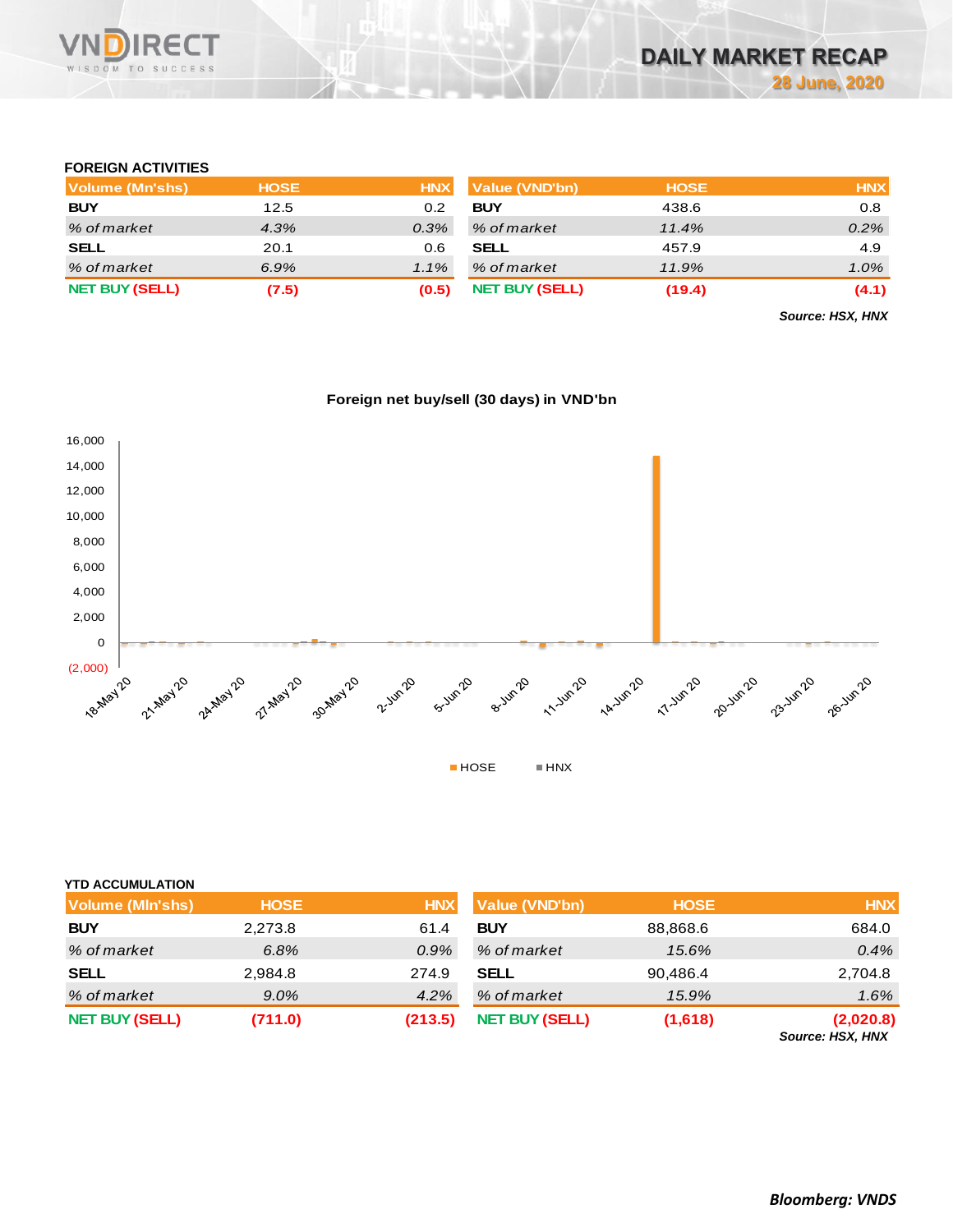# DAILY MARKET RECAP

28 June, 2020

### FOREIGN ACTIVITIES

| Volume (Mn'shs) | HOSE | HNX |
|---|---|---|
| **BUY** | 12.5 | 0.2 |
| *% of market* | *4.3%* | *0.3%* |
| **SELL** | 20.1 | 0.6 |
| *% of market* | *6.9%* | *1.1%* |
| **NET BUY (SELL)** | **(7.5)** | **(0.5)** |

| Value (VND'bn) | HOSE | HNX |
|---|---|---|
| **BUY** | 438.6 | 0.8 |
| *% of market* | *11.4%* | *0.2%* |
| **SELL** | 457.9 | 4.9 |
| *% of market* | *11.9%* | *1.0%* |
| **NET BUY (SELL)** | **(19.4)** | **(4.1)** |

***Source: HSX, HNX***

**Foreign net buy/sell (30 days) in VND'bn**

### YTD ACCUMULATION

| Volume (Mln'shs) | HOSE | HNX |
|---|---|---|
| **BUY** | 2,273.8 | 61.4 |
| *% of market* | *6.8%* | *0.9%* |
| **SELL** | 2,984.8 | 274.9 |
| *% of market* | *9.0%* | *4.2%* |
| **NET BUY (SELL)** | **(711.0)** | **(213.5)** |

| Value (VND'bn) | HOSE | HNX |
|---|---|---|
| **BUY** | 88,868.6 | 684.0 |
| *% of market* | *15.6%* | *0.4%* |
| **SELL** | 90,486.4 | 2,704.8 |
| *% of market* | *15.9%* | *1.6%* |
| **NET BUY (SELL)** | **(1,618)** | **(2,020.8)** |

***Source: HSX, HNX***

***Bloomberg: VNDS***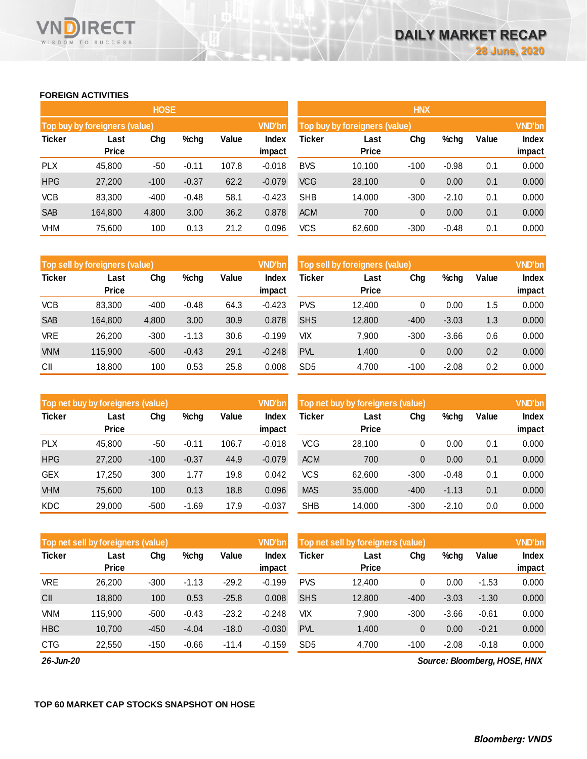## FOREIGN ACTIVITIES

### HOSE

| Top buy by foreigners (value) | | | | | VND'bn |
|---|---|---|---|---|---|
| Ticker | Last Price | Chg | %chg | Value | Index impact |
| PLX | 45,800 | -50 | -0.11 | 107.8 | -0.018 |
| HPG | 27,200 | -100 | -0.37 | 62.2 | -0.079 |
| VCB | 83,300 | -400 | -0.48 | 58.1 | -0.423 |
| SAB | 164,800 | 4,800 | 3.00 | 36.2 | 0.878 |
| VHM | 75,600 | 100 | 0.13 | 21.2 | 0.096 |

| Top sell by foreigners (value) | | | | | VND'bn |
|---|---|---|---|---|---|
| Ticker | Last Price | Chg | %chg | Value | Index impact |
| VCB | 83,300 | -400 | -0.48 | 64.3 | -0.423 |
| SAB | 164,800 | 4,800 | 3.00 | 30.9 | 0.878 |
| VRE | 26,200 | -300 | -1.13 | 30.6 | -0.199 |
| VNM | 115,900 | -500 | -0.43 | 29.1 | -0.248 |
| CII | 18,800 | 100 | 0.53 | 25.8 | 0.008 |

| Top net buy by foreigners (value) | | | | | VND'bn |
|---|---|---|---|---|---|
| Ticker | Last Price | Chg | %chg | Value | Index impact |
| PLX | 45,800 | -50 | -0.11 | 106.7 | -0.018 |
| HPG | 27,200 | -100 | -0.37 | 44.9 | -0.079 |
| GEX | 17,250 | 300 | 1.77 | 19.8 | 0.042 |
| VHM | 75,600 | 100 | 0.13 | 18.8 | 0.096 |
| KDC | 29,000 | -500 | -1.69 | 17.9 | -0.037 |

| Top net sell by foreigners (value) | | | | | VND'bn |
|---|---|---|---|---|---|
| Ticker | Last Price | Chg | %chg | Value | Index impact |
| VRE | 26,200 | -300 | -1.13 | -29.2 | -0.199 |
| CII | 18,800 | 100 | 0.53 | -25.8 | 0.008 |
| VNM | 115,900 | -500 | -0.43 | -23.2 | -0.248 |
| HBC | 10,700 | -450 | -4.04 | -18.0 | -0.030 |
| CTG | 22,550 | -150 | -0.66 | -11.4 | -0.159 |

### HNX

| Top buy by foreigners (value) | | | | | VND'bn |
|---|---|---|---|---|---|
| Ticker | Last Price | Chg | %chg | Value | Index impact |
| BVS | 10,100 | -100 | -0.98 | 0.1 | 0.000 |
| VCG | 28,100 | 0 | 0.00 | 0.1 | 0.000 |
| SHB | 14,000 | -300 | -2.10 | 0.1 | 0.000 |
| ACM | 700 | 0 | 0.00 | 0.1 | 0.000 |
| VCS | 62,600 | -300 | -0.48 | 0.1 | 0.000 |

| Top sell by foreigners (value) | | | | | VND'bn |
|---|---|---|---|---|---|
| Ticker | Last Price | Chg | %chg | Value | Index impact |
| PVS | 12,400 | 0 | 0.00 | 1.5 | 0.000 |
| SHS | 12,800 | -400 | -3.03 | 1.3 | 0.000 |
| VIX | 7,900 | -300 | -3.66 | 0.6 | 0.000 |
| PVL | 1,400 | 0 | 0.00 | 0.2 | 0.000 |
| SD5 | 4,700 | -100 | -2.08 | 0.2 | 0.000 |

| Top net buy by foreigners (value) | | | | | VND'bn |
|---|---|---|---|---|---|
| Ticker | Last Price | Chg | %chg | Value | Index impact |
| VCG | 28,100 | 0 | 0.00 | 0.1 | 0.000 |
| ACM | 700 | 0 | 0.00 | 0.1 | 0.000 |
| VCS | 62,600 | -300 | -0.48 | 0.1 | 0.000 |
| MAS | 35,000 | -400 | -1.13 | 0.1 | 0.000 |
| SHB | 14,000 | -300 | -2.10 | 0.0 | 0.000 |

| Top net sell by foreigners (value) | | | | | VND'bn |
|---|---|---|---|---|---|
| Ticker | Last Price | Chg | %chg | Value | Index impact |
| PVS | 12,400 | 0 | 0.00 | -1.53 | 0.000 |
| SHS | 12,800 | -400 | -3.03 | -1.30 | 0.000 |
| VIX | 7,900 | -300 | -3.66 | -0.61 | 0.000 |
| PVL | 1,400 | 0 | 0.00 | -0.21 | 0.000 |
| SD5 | 4,700 | -100 | -2.08 | -0.18 | 0.000 |

*26-Jun-20*

*Source: Bloomberg, HOSE, HNX*

## TOP 60 MARKET CAP STOCKS SNAPSHOT ON HOSE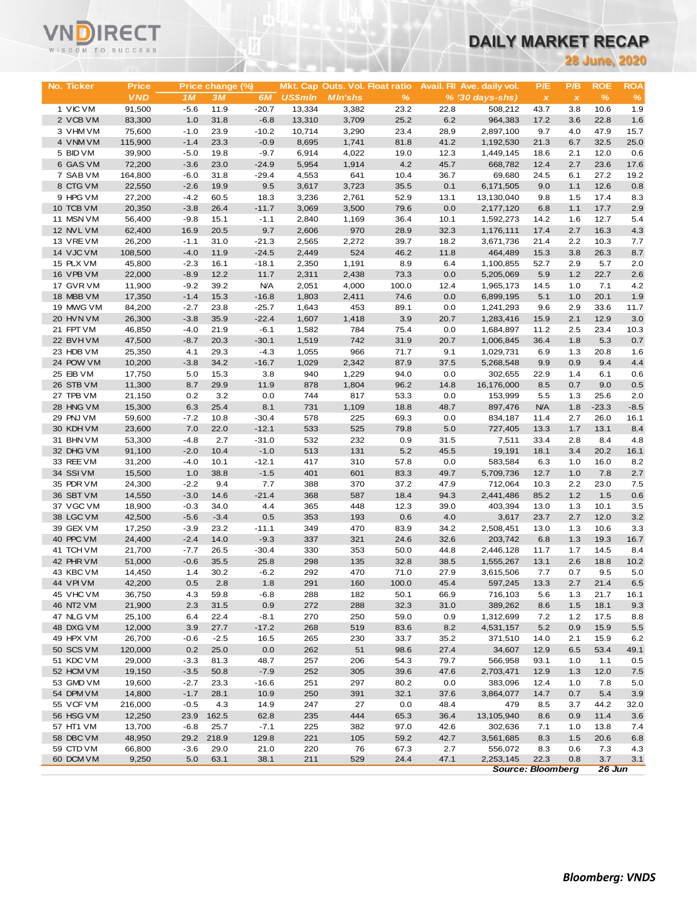# DAILY MARKET RECAP

**28 June, 2020**

| No. | Ticker | Price | Price change (%) | | | Mkt. Cap | Outs. Vol. | Float ratio | Avail. FII | Ave. daily vol. | P/E | P/B | ROE | ROA |
|---|---|---|---|---|---|---|---|---|---|---|---|---|---|---|
| | | VND | 1M | 3M | 6M | US$mln | Mln'shs | % | % | (30 days-shs) | x | x | % | % |
| 1 | VIC VM | 91,500 | -5.6 | 11.9 | -20.7 | 13,334 | 3,382 | 23.2 | 22.8 | 508,212 | 43.7 | 3.8 | 10.6 | 1.9 |
| 2 | VCB VM | 83,300 | 1.0 | 31.8 | -6.8 | 13,310 | 3,709 | 25.2 | 6.2 | 964,383 | 17.2 | 3.6 | 22.8 | 1.6 |
| 3 | VHM VM | 75,600 | -1.0 | 23.9 | -10.2 | 10,714 | 3,290 | 23.4 | 28.9 | 2,897,100 | 9.7 | 4.0 | 47.9 | 15.7 |
| 4 | VNM VM | 115,900 | -1.4 | 23.3 | -0.9 | 8,695 | 1,741 | 81.8 | 41.2 | 1,192,530 | 21.3 | 6.7 | 32.5 | 25.0 |
| 5 | BID VM | 39,900 | -5.0 | 19.8 | -9.7 | 6,914 | 4,022 | 19.0 | 12.3 | 1,449,145 | 18.6 | 2.1 | 12.0 | 0.6 |
| 6 | GAS VM | 72,200 | -3.6 | 23.0 | -24.9 | 5,954 | 1,914 | 4.2 | 45.7 | 668,782 | 12.4 | 2.7 | 23.6 | 17.6 |
| 7 | SAB VM | 164,800 | -6.0 | 31.8 | -29.4 | 4,553 | 641 | 10.4 | 36.7 | 69,680 | 24.5 | 6.1 | 27.2 | 19.2 |
| 8 | CTG VM | 22,550 | -2.6 | 19.9 | 9.5 | 3,617 | 3,723 | 35.5 | 0.1 | 6,171,505 | 9.0 | 1.1 | 12.6 | 0.8 |
| 9 | HPG VM | 27,200 | -4.2 | 60.5 | 18.3 | 3,236 | 2,761 | 52.9 | 13.1 | 13,130,040 | 9.8 | 1.5 | 17.4 | 8.3 |
| 10 | TCB VM | 20,350 | -3.8 | 26.4 | -11.7 | 3,069 | 3,500 | 79.6 | 0.0 | 2,177,120 | 6.8 | 1.1 | 17.7 | 2.9 |
| 11 | MSN VM | 56,400 | -9.8 | 15.1 | -1.1 | 2,840 | 1,169 | 36.4 | 10.1 | 1,592,273 | 14.2 | 1.6 | 12.7 | 5.4 |
| 12 | NVL VM | 62,400 | 16.9 | 20.5 | 9.7 | 2,606 | 970 | 28.9 | 32.3 | 1,176,111 | 17.4 | 2.7 | 16.3 | 4.3 |
| 13 | VRE VM | 26,200 | -1.1 | 31.0 | -21.3 | 2,565 | 2,272 | 39.7 | 18.2 | 3,671,736 | 21.4 | 2.2 | 10.3 | 7.7 |
| 14 | VJC VM | 108,500 | -4.0 | 11.9 | -24.5 | 2,449 | 524 | 46.2 | 11.8 | 464,489 | 15.3 | 3.8 | 26.3 | 8.7 |
| 15 | PLX VM | 45,800 | -2.3 | 16.1 | -18.1 | 2,350 | 1,191 | 8.9 | 6.4 | 1,100,855 | 52.7 | 2.9 | 5.7 | 2.0 |
| 16 | VPB VM | 22,000 | -8.9 | 12.2 | 11.7 | 2,311 | 2,438 | 73.3 | 0.0 | 5,205,069 | 5.9 | 1.2 | 22.7 | 2.6 |
| 17 | GVR VM | 11,900 | -9.2 | 39.2 | N/A | 2,051 | 4,000 | 100.0 | 12.4 | 1,965,173 | 14.5 | 1.0 | 7.1 | 4.2 |
| 18 | MBB VM | 17,350 | -1.4 | 15.3 | -16.8 | 1,803 | 2,411 | 74.6 | 0.0 | 6,899,195 | 5.1 | 1.0 | 20.1 | 1.9 |
| 19 | MWG VM | 84,200 | -2.7 | 23.8 | -25.7 | 1,643 | 453 | 89.1 | 0.0 | 1,241,293 | 9.6 | 2.9 | 33.6 | 11.7 |
| 20 | HVN VM | 26,300 | -3.8 | 35.9 | -22.4 | 1,607 | 1,418 | 3.9 | 20.7 | 1,283,416 | 15.9 | 2.1 | 12.9 | 3.0 |
| 21 | FPT VM | 46,850 | -4.0 | 21.9 | -6.1 | 1,582 | 784 | 75.4 | 0.0 | 1,684,897 | 11.2 | 2.5 | 23.4 | 10.3 |
| 22 | BVH VM | 47,500 | -8.7 | 20.3 | -30.1 | 1,519 | 742 | 31.9 | 20.7 | 1,006,845 | 36.4 | 1.8 | 5.3 | 0.7 |
| 23 | HDB VM | 25,350 | 4.1 | 29.3 | -4.3 | 1,055 | 966 | 71.7 | 9.1 | 1,029,731 | 6.9 | 1.3 | 20.8 | 1.6 |
| 24 | POW VM | 10,200 | -3.8 | 34.2 | -16.7 | 1,029 | 2,342 | 87.9 | 37.5 | 5,268,548 | 9.9 | 0.9 | 9.4 | 4.4 |
| 25 | EIB VM | 17,750 | 5.0 | 15.3 | 3.8 | 940 | 1,229 | 94.0 | 0.0 | 302,655 | 22.9 | 1.4 | 6.1 | 0.6 |
| 26 | STB VM | 11,300 | 8.7 | 29.9 | 11.9 | 878 | 1,804 | 96.2 | 14.8 | 16,176,000 | 8.5 | 0.7 | 9.0 | 0.5 |
| 27 | TPB VM | 21,150 | 0.2 | 3.2 | 0.0 | 744 | 817 | 53.3 | 0.0 | 153,999 | 5.5 | 1.3 | 25.6 | 2.0 |
| 28 | HNG VM | 15,300 | 6.3 | 25.4 | 8.1 | 731 | 1,109 | 18.8 | 48.7 | 897,476 | N/A | 1.8 | -23.3 | -8.5 |
| 29 | PNJ VM | 59,600 | -7.2 | 10.8 | -30.4 | 578 | 225 | 69.3 | 0.0 | 834,187 | 11.4 | 2.7 | 26.0 | 16.1 |
| 30 | KDH VM | 23,600 | 7.0 | 22.0 | -12.1 | 533 | 525 | 79.8 | 5.0 | 727,405 | 13.3 | 1.7 | 13.1 | 8.4 |
| 31 | BHN VM | 53,300 | -4.8 | 2.7 | -31.0 | 532 | 232 | 0.9 | 31.5 | 7,511 | 33.4 | 2.8 | 8.4 | 4.8 |
| 32 | DHG VM | 91,100 | -2.0 | 10.4 | -1.0 | 513 | 131 | 5.2 | 45.5 | 19,191 | 18.1 | 3.4 | 20.2 | 16.1 |
| 33 | REE VM | 31,200 | -4.0 | 10.1 | -12.1 | 417 | 310 | 57.8 | 0.0 | 583,584 | 6.3 | 1.0 | 16.0 | 8.2 |
| 34 | SSI VM | 15,500 | 1.0 | 38.8 | -1.5 | 401 | 601 | 83.3 | 49.7 | 5,709,736 | 12.7 | 1.0 | 7.8 | 2.7 |
| 35 | PDR VM | 24,300 | -2.2 | 9.4 | 7.7 | 388 | 370 | 37.2 | 47.9 | 712,064 | 10.3 | 2.2 | 23.0 | 7.5 |
| 36 | SBT VM | 14,550 | -3.0 | 14.6 | -21.4 | 368 | 587 | 18.4 | 94.3 | 2,441,486 | 85.2 | 1.2 | 1.5 | 0.6 |
| 37 | VGC VM | 18,900 | -0.3 | 34.0 | 4.4 | 365 | 448 | 12.3 | 39.0 | 403,394 | 13.0 | 1.3 | 10.1 | 3.5 |
| 38 | LGC VM | 42,500 | -5.6 | -3.4 | 0.5 | 353 | 193 | 0.6 | 4.0 | 3,617 | 23.7 | 2.7 | 12.0 | 3.2 |
| 39 | GEX VM | 17,250 | -3.9 | 23.2 | -11.1 | 349 | 470 | 83.9 | 34.2 | 2,508,451 | 13.0 | 1.3 | 10.6 | 3.3 |
| 40 | PPC VM | 24,400 | -2.4 | 14.0 | -9.3 | 337 | 321 | 24.6 | 32.6 | 203,742 | 6.8 | 1.3 | 19.3 | 16.7 |
| 41 | TCH VM | 21,700 | -7.7 | 26.5 | -30.4 | 330 | 353 | 50.0 | 44.8 | 2,446,128 | 11.7 | 1.7 | 14.5 | 8.4 |
| 42 | PHR VM | 51,000 | -0.6 | 35.5 | 25.8 | 298 | 135 | 32.8 | 38.5 | 1,555,267 | 13.1 | 2.6 | 18.8 | 10.2 |
| 43 | KBC VM | 14,450 | 1.4 | 30.2 | -6.2 | 292 | 470 | 71.0 | 27.9 | 3,615,506 | 7.7 | 0.7 | 9.5 | 5.0 |
| 44 | VPI VM | 42,200 | 0.5 | 2.8 | 1.8 | 291 | 160 | 100.0 | 45.4 | 597,245 | 13.3 | 2.7 | 21.4 | 6.5 |
| 45 | VHC VM | 36,750 | 4.3 | 59.8 | -6.8 | 288 | 182 | 50.1 | 66.9 | 716,103 | 5.6 | 1.3 | 21.7 | 16.1 |
| 46 | NT2 VM | 21,900 | 2.3 | 31.5 | 0.9 | 272 | 288 | 32.3 | 31.0 | 389,262 | 8.6 | 1.5 | 18.1 | 9.3 |
| 47 | NLG VM | 25,100 | 6.4 | 22.4 | -8.1 | 270 | 250 | 59.0 | 0.9 | 1,312,699 | 7.2 | 1.2 | 17.5 | 8.8 |
| 48 | DXG VM | 12,000 | 3.9 | 27.7 | -17.2 | 268 | 519 | 83.6 | 8.2 | 4,531,157 | 5.2 | 0.9 | 15.9 | 5.5 |
| 49 | HPX VM | 26,700 | -0.6 | -2.5 | 16.5 | 265 | 230 | 33.7 | 35.2 | 371,510 | 14.0 | 2.1 | 15.9 | 6.2 |
| 50 | SCS VM | 120,000 | 0.2 | 25.0 | 0.0 | 262 | 51 | 98.6 | 27.4 | 34,607 | 12.9 | 6.5 | 53.4 | 49.1 |
| 51 | KDC VM | 29,000 | -3.3 | 81.3 | 48.7 | 257 | 206 | 54.3 | 79.7 | 566,958 | 93.1 | 1.0 | 1.1 | 0.5 |
| 52 | HCM VM | 19,150 | -3.5 | 50.8 | -7.9 | 252 | 305 | 39.6 | 47.6 | 2,703,471 | 12.9 | 1.3 | 12.0 | 7.5 |
| 53 | GMD VM | 19,600 | -2.7 | 23.3 | -16.6 | 251 | 297 | 80.2 | 0.0 | 383,096 | 12.4 | 1.0 | 7.8 | 5.0 |
| 54 | DPM VM | 14,800 | -1.7 | 28.1 | 10.9 | 250 | 391 | 32.1 | 37.6 | 3,864,077 | 14.7 | 0.7 | 5.4 | 3.9 |
| 55 | VCF VM | 216,000 | -0.5 | 4.3 | 14.9 | 247 | 27 | 0.0 | 48.4 | 479 | 8.5 | 3.7 | 44.2 | 32.0 |
| 56 | HSG VM | 12,250 | 23.9 | 162.5 | 62.8 | 235 | 444 | 65.3 | 36.4 | 13,105,940 | 8.6 | 0.9 | 11.4 | 3.6 |
| 57 | HT1 VM | 13,700 | -6.8 | 25.7 | -7.1 | 225 | 382 | 97.0 | 42.6 | 302,636 | 7.1 | 1.0 | 13.8 | 7.4 |
| 58 | DBC VM | 48,950 | 29.2 | 218.9 | 129.8 | 221 | 105 | 59.2 | 42.7 | 3,561,685 | 8.3 | 1.5 | 20.6 | 6.8 |
| 59 | CTD VM | 66,800 | -3.6 | 29.0 | 21.0 | 220 | 76 | 67.3 | 2.7 | 556,072 | 8.3 | 0.6 | 7.3 | 4.3 |
| 60 | DCM VM | 9,250 | 5.0 | 63.1 | 38.1 | 211 | 529 | 24.4 | 47.1 | 2,253,145 | 22.3 | 0.8 | 3.7 | 3.1 |

*Source: Bloomberg* *26 Jun*

*Bloomberg: VNDS*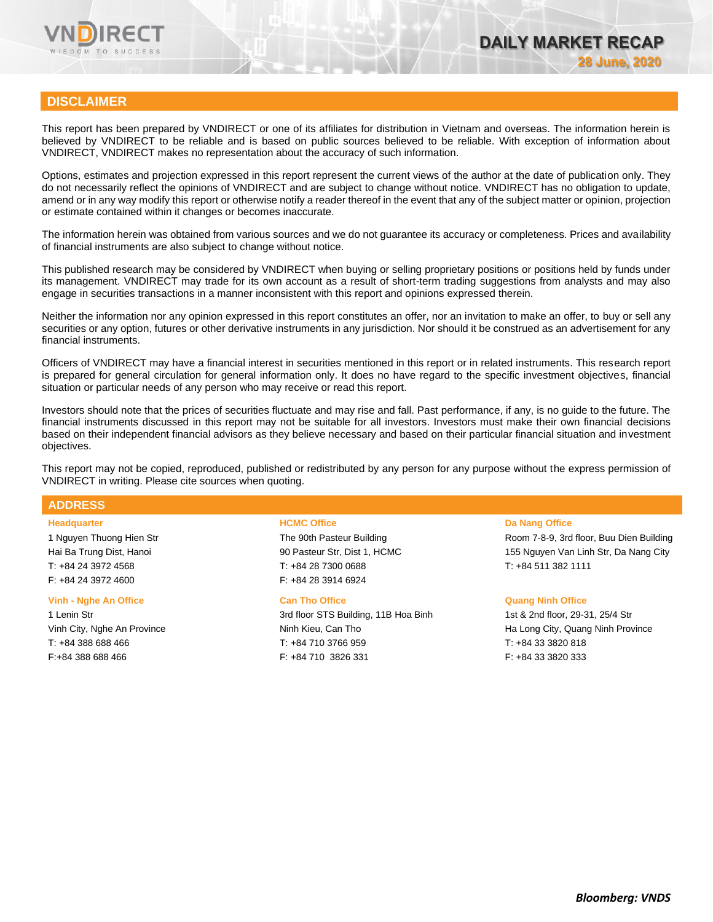# DISCLAIMER

This report has been prepared by VNDIRECT or one of its affiliates for distribution in Vietnam and overseas. The information herein is believed by VNDIRECT to be reliable and is based on public sources believed to be reliable. With exception of information about VNDIRECT, VNDIRECT makes no representation about the accuracy of such information.

Options, estimates and projection expressed in this report represent the current views of the author at the date of publication only. They do not necessarily reflect the opinions of VNDIRECT and are subject to change without notice. VNDIRECT has no obligation to update, amend or in any way modify this report or otherwise notify a reader thereof in the event that any of the subject matter or opinion, projection or estimate contained within it changes or becomes inaccurate.

The information herein was obtained from various sources and we do not guarantee its accuracy or completeness. Prices and availability of financial instruments are also subject to change without notice.

This published research may be considered by VNDIRECT when buying or selling proprietary positions or positions held by funds under its management. VNDIRECT may trade for its own account as a result of short-term trading suggestions from analysts and may also engage in securities transactions in a manner inconsistent with this report and opinions expressed therein.

Neither the information nor any opinion expressed in this report constitutes an offer, nor an invitation to make an offer, to buy or sell any securities or any option, futures or other derivative instruments in any jurisdiction. Nor should it be construed as an advertisement for any financial instruments.

Officers of VNDIRECT may have a financial interest in securities mentioned in this report or in related instruments. This research report is prepared for general circulation for general information only. It does no have regard to the specific investment objectives, financial situation or particular needs of any person who may receive or read this report.

Investors should note that the prices of securities fluctuate and may rise and fall. Past performance, if any, is no guide to the future. The financial instruments discussed in this report may not be suitable for all investors. Investors must make their own financial decisions based on their independent financial advisors as they believe necessary and based on their particular financial situation and investment objectives.

This report may not be copied, reproduced, published or redistributed by any person for any purpose without the express permission of VNDIRECT in writing. Please cite sources when quoting.

# ADDRESS

**Headquarter**
1 Nguyen Thuong Hien Str
Hai Ba Trung Dist, Hanoi
T: +84 24 3972 4568
F: +84 24 3972 4600

**HCMC Office**
The 90th Pasteur Building
90 Pasteur Str, Dist 1, HCMC
T: +84 28 7300 0688
F: +84 28 3914 6924

**Da Nang Office**
Room 7-8-9, 3rd floor, Buu Dien Building
155 Nguyen Van Linh Str, Da Nang City
T: +84 511 382 1111

**Vinh - Nghe An Office**
1 Lenin Str
Vinh City, Nghe An Province
T: +84 388 688 466
F:+84 388 688 466

**Can Tho Office**
3rd floor STS Building, 11B Hoa Binh
Ninh Kieu, Can Tho
T: +84 710 3766 959
F: +84 710 3826 331

**Quang Ninh Office**
1st & 2nd floor, 29-31, 25/4 Str
Ha Long City, Quang Ninh Province
T: +84 33 3820 818
F: +84 33 3820 333

***Bloomberg: VNDS***